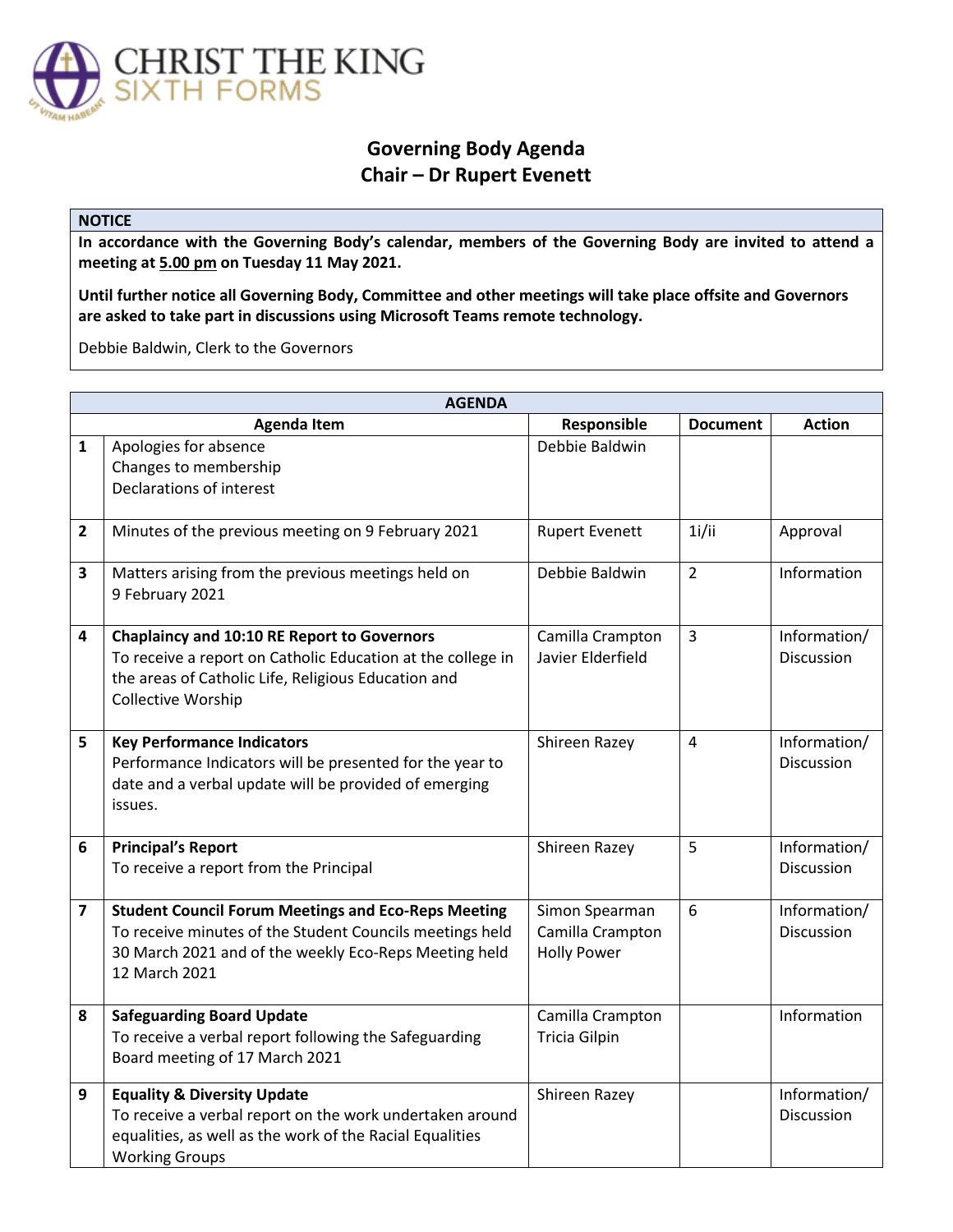CHRIST THE KING
SIXTH FORMS

# Governing Body Agenda
## Chair – Dr Rupert Evenett

| NOTICE |
|---|
| **In accordance with the Governing Body's calendar, members of the Governing Body are invited to attend a meeting at 5.00 pm on Tuesday 11 May 2021.** <br><br> **Until further notice all Governing Body, Committee and other meetings will take place offsite and Governors are asked to take part in discussions using Microsoft Teams remote technology.** <br><br> Debbie Baldwin, Clerk to the Governors |

| | Agenda Item | Responsible | Document | Action |
|---|---|---|---|---|
| 1 | Apologies for absence<br>Changes to membership<br>Declarations of interest | Debbie Baldwin | | |
| 2 | Minutes of the previous meeting on 9 February 2021 | Rupert Evenett | 1i/ii | Approval |
| 3 | Matters arising from the previous meetings held on 9 February 2021 | Debbie Baldwin | 2 | Information |
| 4 | **Chaplaincy and 10:10 RE Report to Governors**<br>To receive a report on Catholic Education at the college in the areas of Catholic Life, Religious Education and Collective Worship | Camilla Crampton<br>Javier Elderfield | 3 | Information/ Discussion |
| 5 | **Key Performance Indicators**<br>Performance Indicators will be presented for the year to date and a verbal update will be provided of emerging issues. | Shireen Razey | 4 | Information/ Discussion |
| 6 | **Principal's Report**<br>To receive a report from the Principal | Shireen Razey | 5 | Information/ Discussion |
| 7 | **Student Council Forum Meetings and Eco-Reps Meeting**<br>To receive minutes of the Student Councils meetings held 30 March 2021 and of the weekly Eco-Reps Meeting held 12 March 2021 | Simon Spearman<br>Camilla Crampton<br>Holly Power | 6 | Information/ Discussion |
| 8 | **Safeguarding Board Update**<br>To receive a verbal report following the Safeguarding Board meeting of 17 March 2021 | Camilla Crampton<br>Tricia Gilpin | | Information |
| 9 | **Equality & Diversity Update**<br>To receive a verbal report on the work undertaken around equalities, as well as the work of the Racial Equalities Working Groups | Shireen Razey | | Information/ Discussion |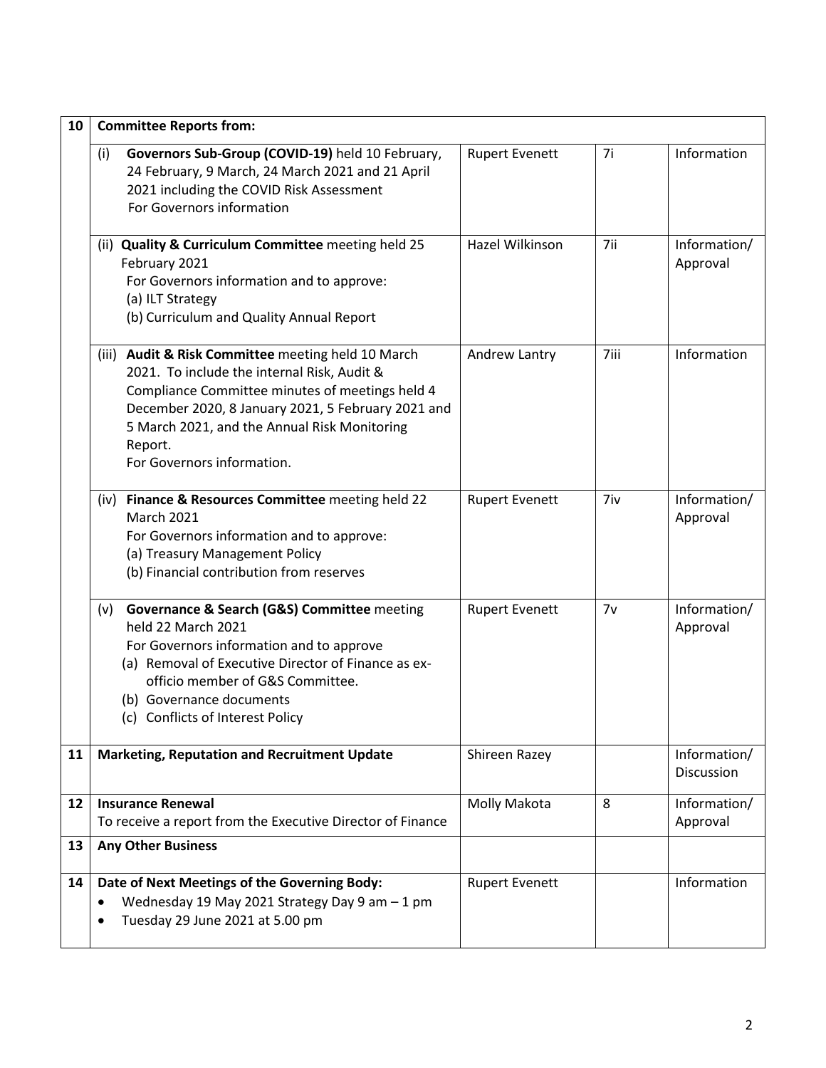| | | | | |
|---|---|---|---|---|
| 10 | **Committee Reports from:** | | | |
| | (i) **Governors Sub-Group (COVID-19)** held 10 February, 24 February, 9 March, 24 March 2021 and 21 April 2021 including the COVID Risk Assessment<br>For Governors information | Rupert Evenett | 7i | Information |
| | (ii) **Quality & Curriculum Committee** meeting held 25 February 2021<br>For Governors information and to approve:<br>(a) ILT Strategy<br>(b) Curriculum and Quality Annual Report | Hazel Wilkinson | 7ii | Information/ Approval |
| | (iii) **Audit & Risk Committee** meeting held 10 March 2021. To include the internal Risk, Audit & Compliance Committee minutes of meetings held 4 December 2020, 8 January 2021, 5 February 2021 and 5 March 2021, and the Annual Risk Monitoring Report.<br>For Governors information. | Andrew Lantry | 7iii | Information |
| | (iv) **Finance & Resources Committee** meeting held 22 March 2021<br>For Governors information and to approve:<br>(a) Treasury Management Policy<br>(b) Financial contribution from reserves | Rupert Evenett | 7iv | Information/ Approval |
| | (v) **Governance & Search (G&S) Committee** meeting held 22 March 2021<br>For Governors information and to approve<br>(a) Removal of Executive Director of Finance as ex-officio member of G&S Committee.<br>(b) Governance documents<br>(c) Conflicts of Interest Policy | Rupert Evenett | 7v | Information/ Approval |
| 11 | **Marketing, Reputation and Recruitment Update** | Shireen Razey | | Information/ Discussion |
| 12 | **Insurance Renewal**<br>To receive a report from the Executive Director of Finance | Molly Makota | 8 | Information/ Approval |
| 13 | **Any Other Business** | | | |
| 14 | **Date of Next Meetings of the Governing Body:**<br>• Wednesday 19 May 2021 Strategy Day 9 am – 1 pm<br>• Tuesday 29 June 2021 at 5.00 pm | Rupert Evenett | | Information |